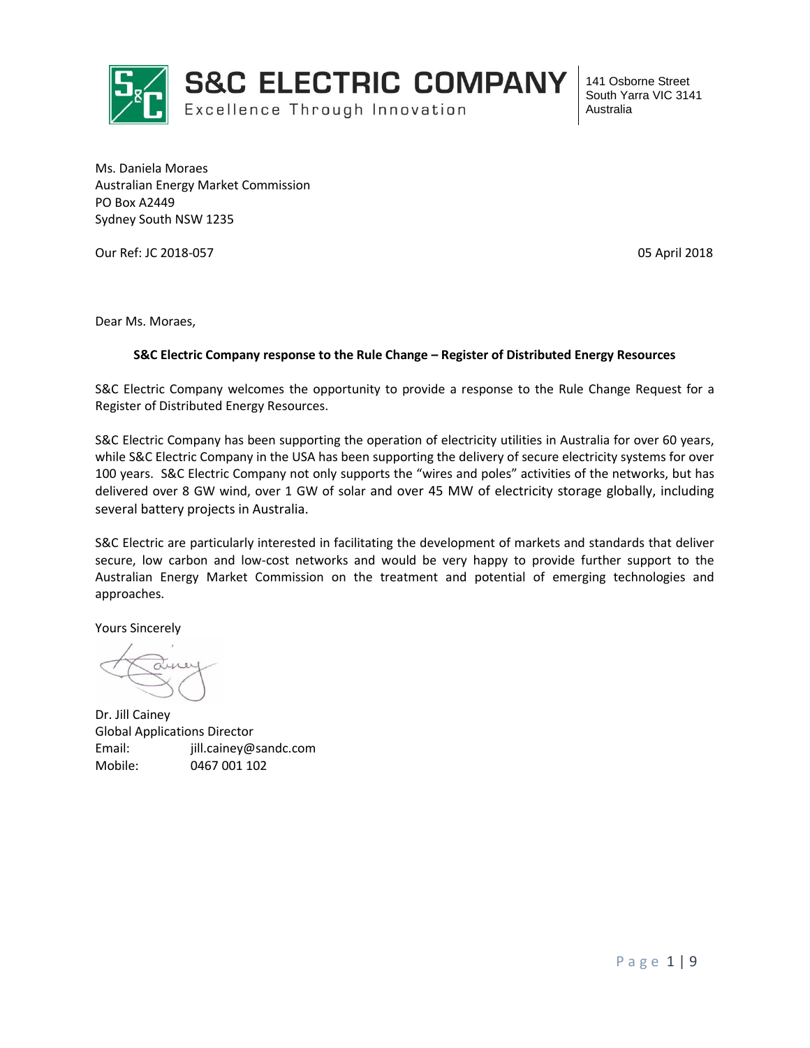**S&C ELECTRIC COMPANY**
Excellence Through Innovation

141 Osborne Street
South Yarra VIC 3141
Australia

Ms. Daniela Moraes
Australian Energy Market Commission
PO Box A2449
Sydney South NSW 1235

Our Ref: JC 2018-057

05 April 2018

Dear Ms. Moraes,

**S&C Electric Company response to the Rule Change – Register of Distributed Energy Resources**

S&C Electric Company welcomes the opportunity to provide a response to the Rule Change Request for a Register of Distributed Energy Resources.

S&C Electric Company has been supporting the operation of electricity utilities in Australia for over 60 years, while S&C Electric Company in the USA has been supporting the delivery of secure electricity systems for over 100 years. S&C Electric Company not only supports the "wires and poles" activities of the networks, but has delivered over 8 GW wind, over 1 GW of solar and over 45 MW of electricity storage globally, including several battery projects in Australia.

S&C Electric are particularly interested in facilitating the development of markets and standards that deliver secure, low carbon and low-cost networks and would be very happy to provide further support to the Australian Energy Market Commission on the treatment and potential of emerging technologies and approaches.

Yours Sincerely

Dr. Jill Cainey
Global Applications Director
Email: jill.cainey@sandc.com
Mobile: 0467 001 102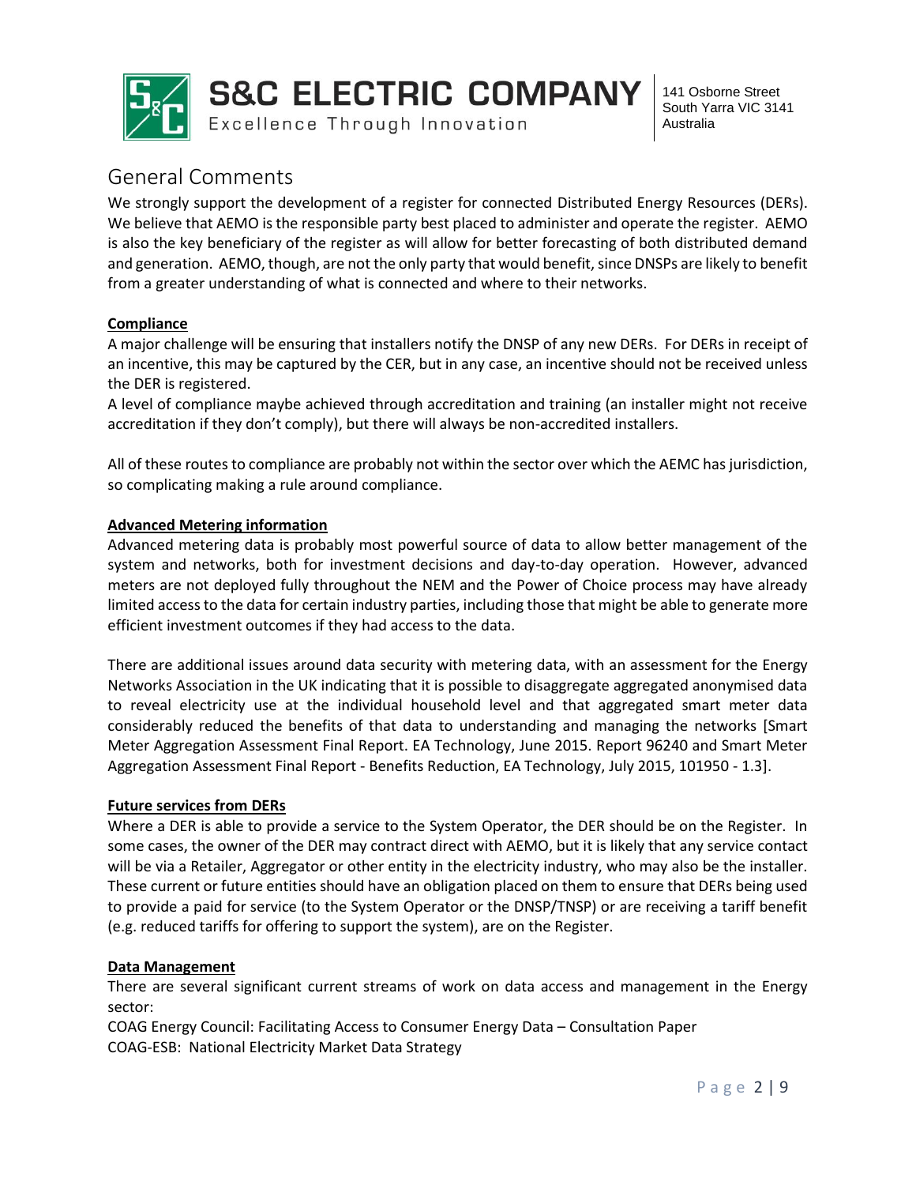## General Comments

We strongly support the development of a register for connected Distributed Energy Resources (DERs). We believe that AEMO is the responsible party best placed to administer and operate the register. AEMO is also the key beneficiary of the register as will allow for better forecasting of both distributed demand and generation. AEMO, though, are not the only party that would benefit, since DNSPs are likely to benefit from a greater understanding of what is connected and where to their networks.

### Compliance

A major challenge will be ensuring that installers notify the DNSP of any new DERs. For DERs in receipt of an incentive, this may be captured by the CER, but in any case, an incentive should not be received unless the DER is registered.

A level of compliance maybe achieved through accreditation and training (an installer might not receive accreditation if they don't comply), but there will always be non-accredited installers.

All of these routes to compliance are probably not within the sector over which the AEMC has jurisdiction, so complicating making a rule around compliance.

### Advanced Metering information

Advanced metering data is probably most powerful source of data to allow better management of the system and networks, both for investment decisions and day-to-day operation. However, advanced meters are not deployed fully throughout the NEM and the Power of Choice process may have already limited access to the data for certain industry parties, including those that might be able to generate more efficient investment outcomes if they had access to the data.

There are additional issues around data security with metering data, with an assessment for the Energy Networks Association in the UK indicating that it is possible to disaggregate aggregated anonymised data to reveal electricity use at the individual household level and that aggregated smart meter data considerably reduced the benefits of that data to understanding and managing the networks [Smart Meter Aggregation Assessment Final Report. EA Technology, June 2015. Report 96240 and Smart Meter Aggregation Assessment Final Report - Benefits Reduction, EA Technology, July 2015, 101950 - 1.3].

### Future services from DERs

Where a DER is able to provide a service to the System Operator, the DER should be on the Register. In some cases, the owner of the DER may contract direct with AEMO, but it is likely that any service contact will be via a Retailer, Aggregator or other entity in the electricity industry, who may also be the installer. These current or future entities should have an obligation placed on them to ensure that DERs being used to provide a paid for service (to the System Operator or the DNSP/TNSP) or are receiving a tariff benefit (e.g. reduced tariffs for offering to support the system), are on the Register.

### Data Management

There are several significant current streams of work on data access and management in the Energy sector:

COAG Energy Council: Facilitating Access to Consumer Energy Data – Consultation Paper

COAG-ESB: National Electricity Market Data Strategy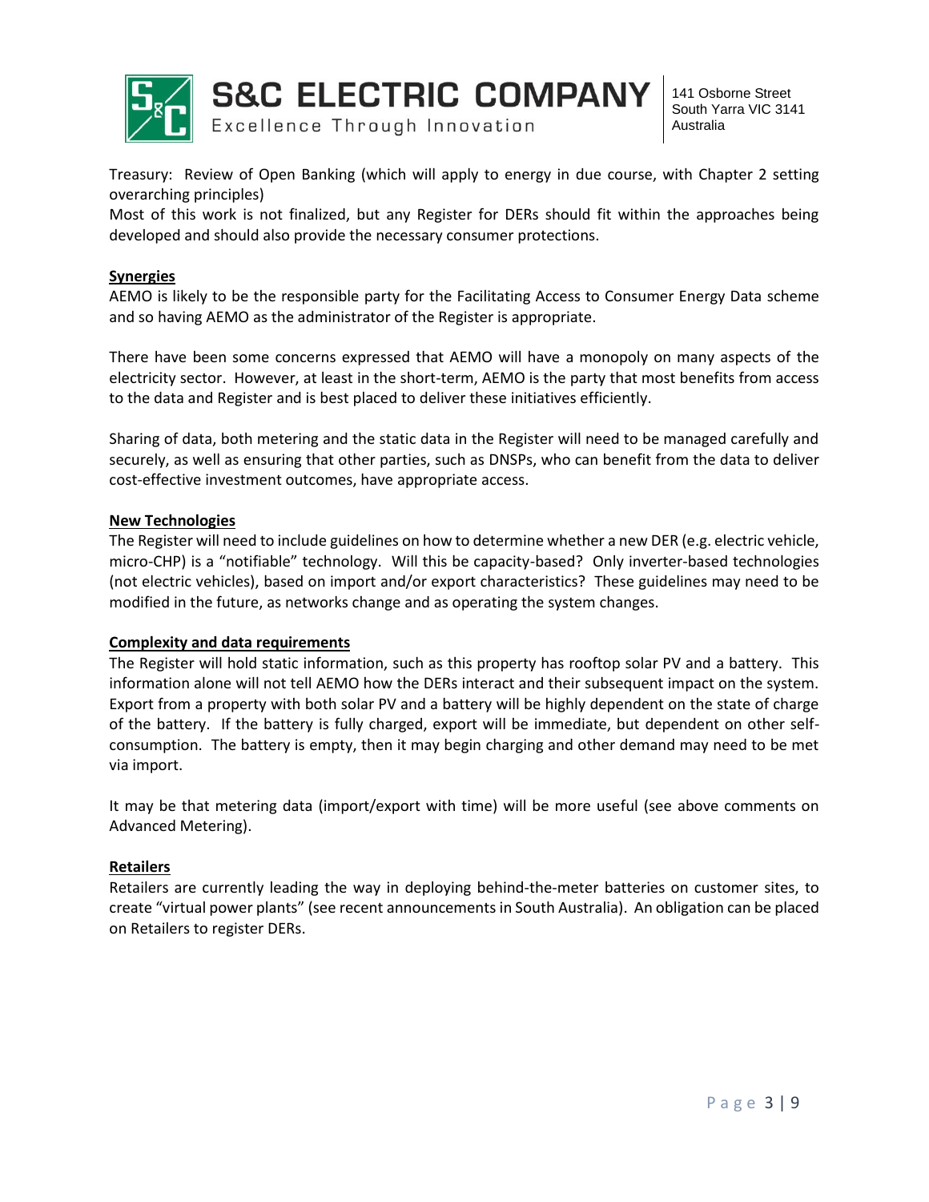Treasury: Review of Open Banking (which will apply to energy in due course, with Chapter 2 setting overarching principles)

Most of this work is not finalized, but any Register for DERs should fit within the approaches being developed and should also provide the necessary consumer protections.

**Synergies**

AEMO is likely to be the responsible party for the Facilitating Access to Consumer Energy Data scheme and so having AEMO as the administrator of the Register is appropriate.

There have been some concerns expressed that AEMO will have a monopoly on many aspects of the electricity sector. However, at least in the short-term, AEMO is the party that most benefits from access to the data and Register and is best placed to deliver these initiatives efficiently.

Sharing of data, both metering and the static data in the Register will need to be managed carefully and securely, as well as ensuring that other parties, such as DNSPs, who can benefit from the data to deliver cost-effective investment outcomes, have appropriate access.

**New Technologies**

The Register will need to include guidelines on how to determine whether a new DER (e.g. electric vehicle, micro-CHP) is a "notifiable" technology. Will this be capacity-based? Only inverter-based technologies (not electric vehicles), based on import and/or export characteristics? These guidelines may need to be modified in the future, as networks change and as operating the system changes.

**Complexity and data requirements**

The Register will hold static information, such as this property has rooftop solar PV and a battery. This information alone will not tell AEMO how the DERs interact and their subsequent impact on the system. Export from a property with both solar PV and a battery will be highly dependent on the state of charge of the battery. If the battery is fully charged, export will be immediate, but dependent on other self-consumption. The battery is empty, then it may begin charging and other demand may need to be met via import.

It may be that metering data (import/export with time) will be more useful (see above comments on Advanced Metering).

**Retailers**

Retailers are currently leading the way in deploying behind-the-meter batteries on customer sites, to create "virtual power plants" (see recent announcements in South Australia). An obligation can be placed on Retailers to register DERs.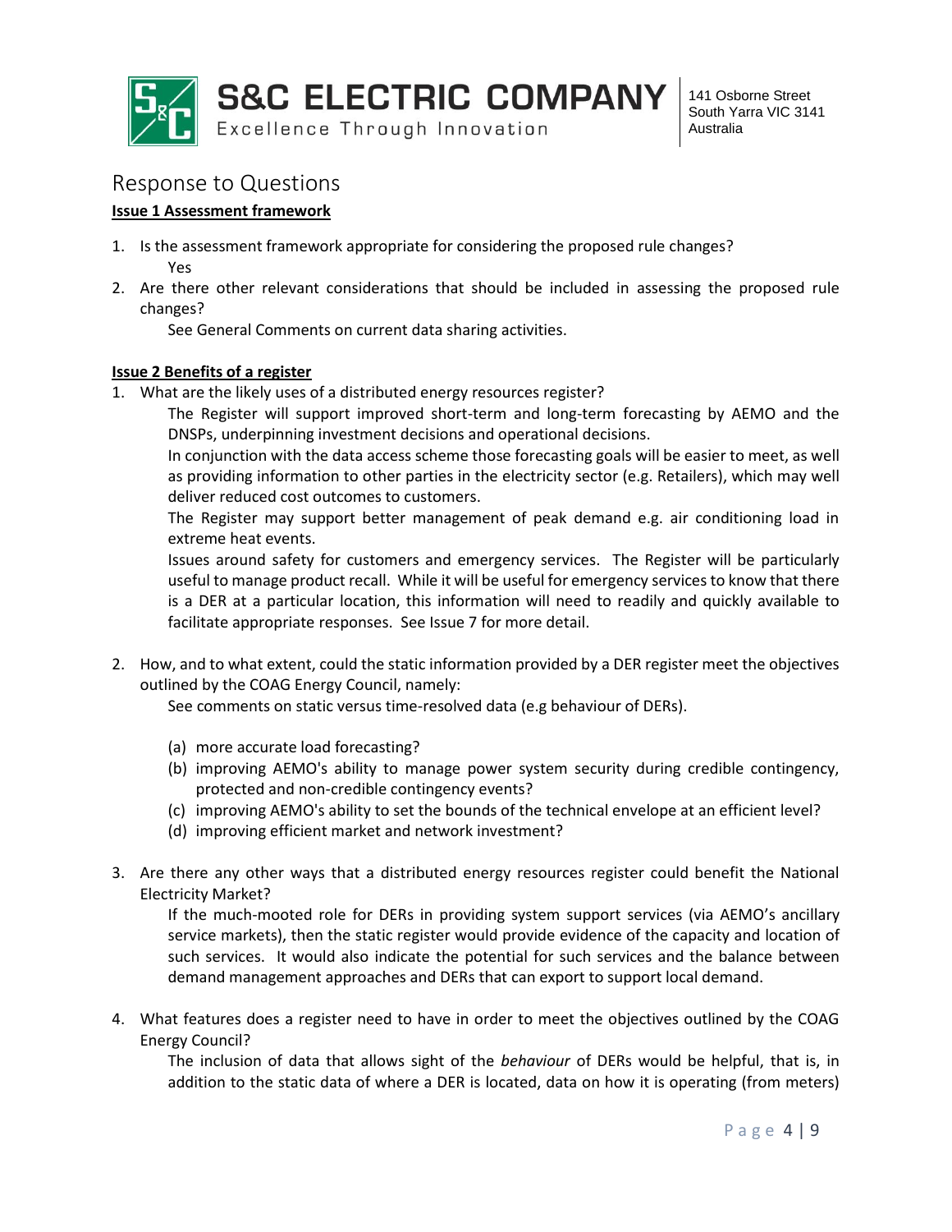# Response to Questions

**Issue 1 Assessment framework**

1. Is the assessment framework appropriate for considering the proposed rule changes?

   Yes

2. Are there other relevant considerations that should be included in assessing the proposed rule changes?

   See General Comments on current data sharing activities.

**Issue 2 Benefits of a register**

1. What are the likely uses of a distributed energy resources register?

   The Register will support improved short-term and long-term forecasting by AEMO and the DNSPs, underpinning investment decisions and operational decisions.

   In conjunction with the data access scheme those forecasting goals will be easier to meet, as well as providing information to other parties in the electricity sector (e.g. Retailers), which may well deliver reduced cost outcomes to customers.

   The Register may support better management of peak demand e.g. air conditioning load in extreme heat events.

   Issues around safety for customers and emergency services. The Register will be particularly useful to manage product recall. While it will be useful for emergency services to know that there is a DER at a particular location, this information will need to readily and quickly available to facilitate appropriate responses. See Issue 7 for more detail.

2. How, and to what extent, could the static information provided by a DER register meet the objectives outlined by the COAG Energy Council, namely:

   See comments on static versus time-resolved data (e.g behaviour of DERs).

   (a) more accurate load forecasting?
   (b) improving AEMO's ability to manage power system security during credible contingency, protected and non-credible contingency events?
   (c) improving AEMO's ability to set the bounds of the technical envelope at an efficient level?
   (d) improving efficient market and network investment?

3. Are there any other ways that a distributed energy resources register could benefit the National Electricity Market?

   If the much-mooted role for DERs in providing system support services (via AEMO's ancillary service markets), then the static register would provide evidence of the capacity and location of such services. It would also indicate the potential for such services and the balance between demand management approaches and DERs that can export to support local demand.

4. What features does a register need to have in order to meet the objectives outlined by the COAG Energy Council?

   The inclusion of data that allows sight of the *behaviour* of DERs would be helpful, that is, in addition to the static data of where a DER is located, data on how it is operating (from meters)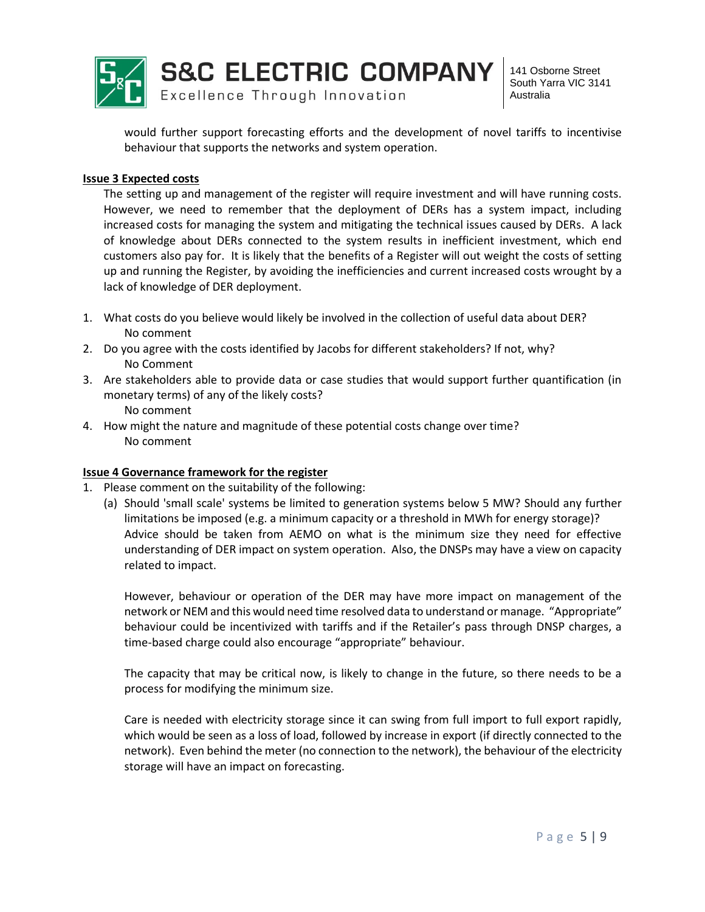would further support forecasting efforts and the development of novel tariffs to incentivise behaviour that supports the networks and system operation.

**Issue 3 Expected costs**

The setting up and management of the register will require investment and will have running costs. However, we need to remember that the deployment of DERs has a system impact, including increased costs for managing the system and mitigating the technical issues caused by DERs. A lack of knowledge about DERs connected to the system results in inefficient investment, which end customers also pay for. It is likely that the benefits of a Register will out weight the costs of setting up and running the Register, by avoiding the inefficiencies and current increased costs wrought by a lack of knowledge of DER deployment.

1. What costs do you believe would likely be involved in the collection of useful data about DER?
   No comment
2. Do you agree with the costs identified by Jacobs for different stakeholders? If not, why?
   No Comment
3. Are stakeholders able to provide data or case studies that would support further quantification (in monetary terms) of any of the likely costs?
   No comment
4. How might the nature and magnitude of these potential costs change over time?
   No comment

**Issue 4 Governance framework for the register**

1. Please comment on the suitability of the following:
   (a) Should 'small scale' systems be limited to generation systems below 5 MW? Should any further limitations be imposed (e.g. a minimum capacity or a threshold in MWh for energy storage)?
   Advice should be taken from AEMO on what is the minimum size they need for effective understanding of DER impact on system operation. Also, the DNSPs may have a view on capacity related to impact.

   However, behaviour or operation of the DER may have more impact on management of the network or NEM and this would need time resolved data to understand or manage. "Appropriate" behaviour could be incentivized with tariffs and if the Retailer's pass through DNSP charges, a time-based charge could also encourage "appropriate" behaviour.

   The capacity that may be critical now, is likely to change in the future, so there needs to be a process for modifying the minimum size.

   Care is needed with electricity storage since it can swing from full import to full export rapidly, which would be seen as a loss of load, followed by increase in export (if directly connected to the network). Even behind the meter (no connection to the network), the behaviour of the electricity storage will have an impact on forecasting.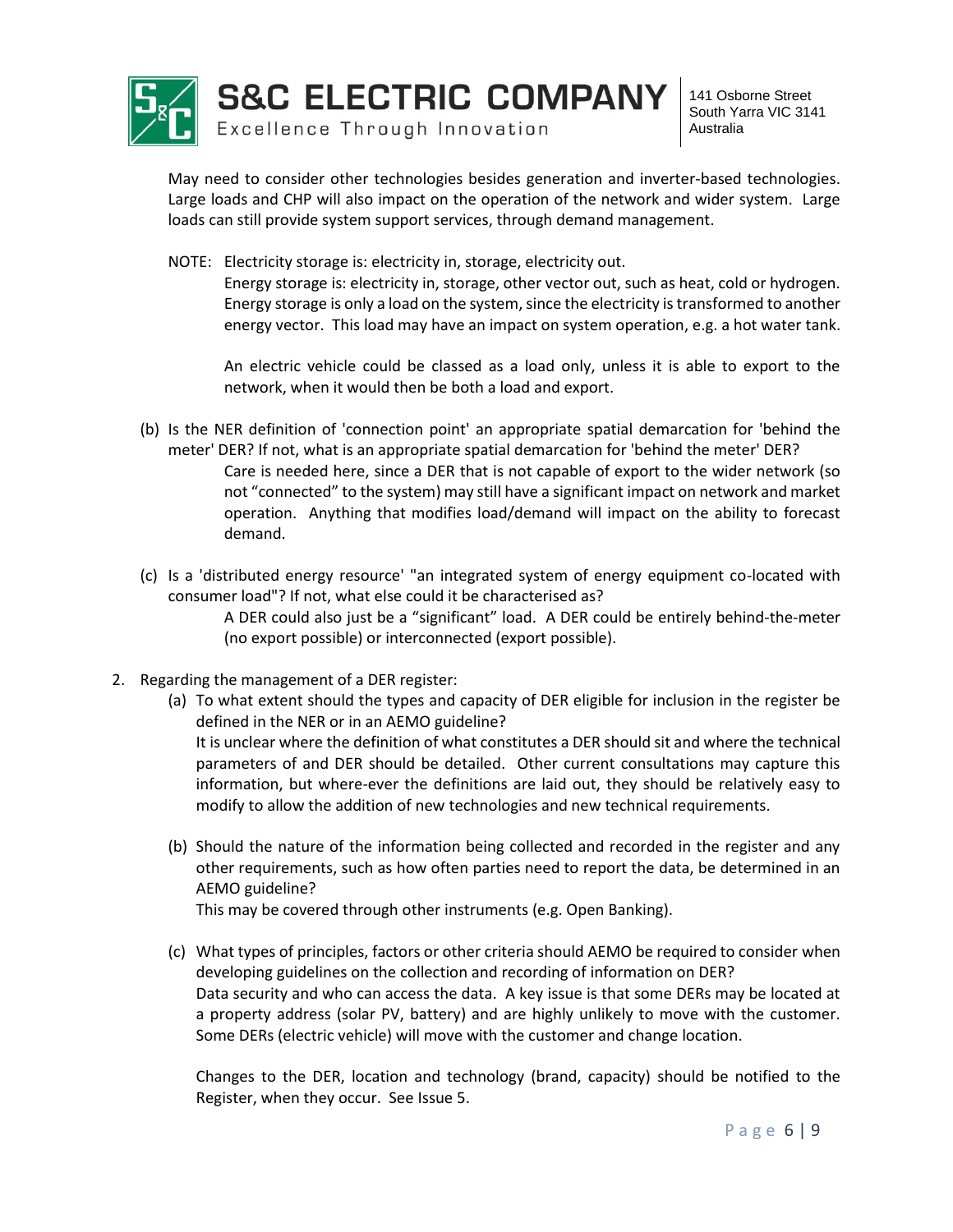May need to consider other technologies besides generation and inverter-based technologies. Large loads and CHP will also impact on the operation of the network and wider system. Large loads can still provide system support services, through demand management.

NOTE: Electricity storage is: electricity in, storage, electricity out.
Energy storage is: electricity in, storage, other vector out, such as heat, cold or hydrogen. Energy storage is only a load on the system, since the electricity is transformed to another energy vector. This load may have an impact on system operation, e.g. a hot water tank.

An electric vehicle could be classed as a load only, unless it is able to export to the network, when it would then be both a load and export.

(b) Is the NER definition of 'connection point' an appropriate spatial demarcation for 'behind the meter' DER? If not, what is an appropriate spatial demarcation for 'behind the meter' DER?

Care is needed here, since a DER that is not capable of export to the wider network (so not "connected" to the system) may still have a significant impact on network and market operation. Anything that modifies load/demand will impact on the ability to forecast demand.

(c) Is a 'distributed energy resource' "an integrated system of energy equipment co-located with consumer load"? If not, what else could it be characterised as?

A DER could also just be a "significant" load. A DER could be entirely behind-the-meter (no export possible) or interconnected (export possible).

2. Regarding the management of a DER register:

   (a) To what extent should the types and capacity of DER eligible for inclusion in the register be defined in the NER or in an AEMO guideline?

   It is unclear where the definition of what constitutes a DER should sit and where the technical parameters of and DER should be detailed. Other current consultations may capture this information, but where-ever the definitions are laid out, they should be relatively easy to modify to allow the addition of new technologies and new technical requirements.

   (b) Should the nature of the information being collected and recorded in the register and any other requirements, such as how often parties need to report the data, be determined in an AEMO guideline?

   This may be covered through other instruments (e.g. Open Banking).

   (c) What types of principles, factors or other criteria should AEMO be required to consider when developing guidelines on the collection and recording of information on DER?

   Data security and who can access the data. A key issue is that some DERs may be located at a property address (solar PV, battery) and are highly unlikely to move with the customer. Some DERs (electric vehicle) will move with the customer and change location.

   Changes to the DER, location and technology (brand, capacity) should be notified to the Register, when they occur. See Issue 5.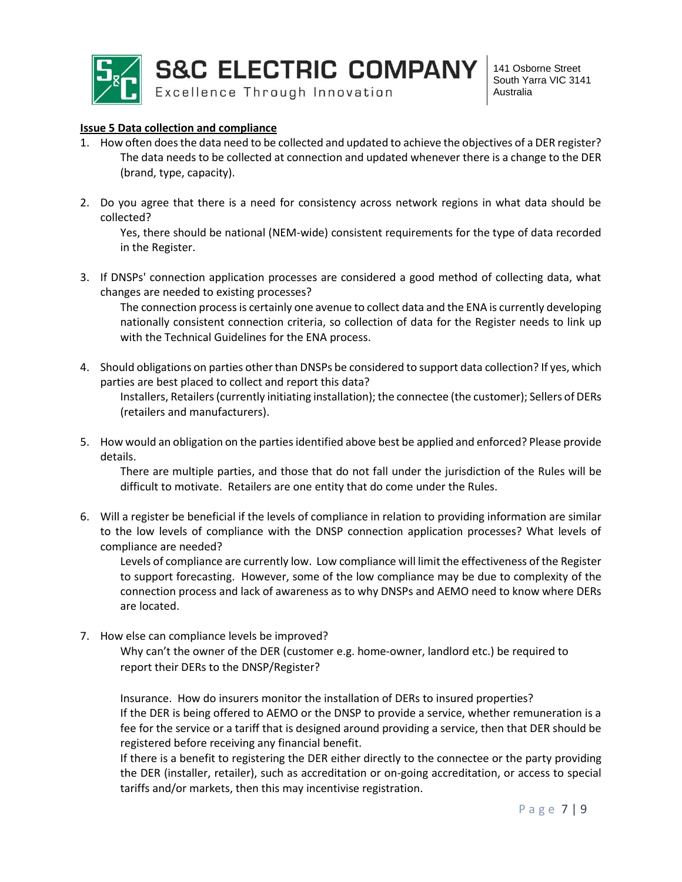**Issue 5 Data collection and compliance**

1. How often does the data need to be collected and updated to achieve the objectives of a DER register?

   The data needs to be collected at connection and updated whenever there is a change to the DER (brand, type, capacity).

2. Do you agree that there is a need for consistency across network regions in what data should be collected?

   Yes, there should be national (NEM-wide) consistent requirements for the type of data recorded in the Register.

3. If DNSPs' connection application processes are considered a good method of collecting data, what changes are needed to existing processes?

   The connection process is certainly one avenue to collect data and the ENA is currently developing nationally consistent connection criteria, so collection of data for the Register needs to link up with the Technical Guidelines for the ENA process.

4. Should obligations on parties other than DNSPs be considered to support data collection? If yes, which parties are best placed to collect and report this data?

   Installers, Retailers (currently initiating installation); the connectee (the customer); Sellers of DERs (retailers and manufacturers).

5. How would an obligation on the parties identified above best be applied and enforced? Please provide details.

   There are multiple parties, and those that do not fall under the jurisdiction of the Rules will be difficult to motivate. Retailers are one entity that do come under the Rules.

6. Will a register be beneficial if the levels of compliance in relation to providing information are similar to the low levels of compliance with the DNSP connection application processes? What levels of compliance are needed?

   Levels of compliance are currently low. Low compliance will limit the effectiveness of the Register to support forecasting. However, some of the low compliance may be due to complexity of the connection process and lack of awareness as to why DNSPs and AEMO need to know where DERs are located.

7. How else can compliance levels be improved?

   Why can't the owner of the DER (customer e.g. home-owner, landlord etc.) be required to report their DERs to the DNSP/Register?

   Insurance. How do insurers monitor the installation of DERs to insured properties?

   If the DER is being offered to AEMO or the DNSP to provide a service, whether remuneration is a fee for the service or a tariff that is designed around providing a service, then that DER should be registered before receiving any financial benefit.

   If there is a benefit to registering the DER either directly to the connectee or the party providing the DER (installer, retailer), such as accreditation or on-going accreditation, or access to special tariffs and/or markets, then this may incentivise registration.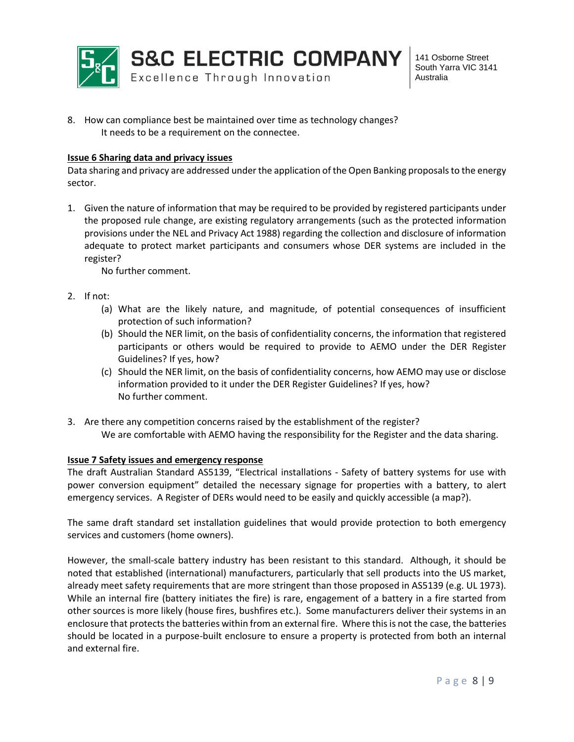8. How can compliance best be maintained over time as technology changes?

   It needs to be a requirement on the connectee.

**Issue 6 Sharing data and privacy issues**

Data sharing and privacy are addressed under the application of the Open Banking proposals to the energy sector.

1. Given the nature of information that may be required to be provided by registered participants under the proposed rule change, are existing regulatory arrangements (such as the protected information provisions under the NEL and Privacy Act 1988) regarding the collection and disclosure of information adequate to protect market participants and consumers whose DER systems are included in the register?

   No further comment.

2. If not:
   (a) What are the likely nature, and magnitude, of potential consequences of insufficient protection of such information?
   (b) Should the NER limit, on the basis of confidentiality concerns, the information that registered participants or others would be required to provide to AEMO under the DER Register Guidelines? If yes, how?
   (c) Should the NER limit, on the basis of confidentiality concerns, how AEMO may use or disclose information provided to it under the DER Register Guidelines? If yes, how?

   No further comment.

3. Are there any competition concerns raised by the establishment of the register?

   We are comfortable with AEMO having the responsibility for the Register and the data sharing.

**Issue 7 Safety issues and emergency response**

The draft Australian Standard AS5139, "Electrical installations - Safety of battery systems for use with power conversion equipment" detailed the necessary signage for properties with a battery, to alert emergency services. A Register of DERs would need to be easily and quickly accessible (a map?).

The same draft standard set installation guidelines that would provide protection to both emergency services and customers (home owners).

However, the small-scale battery industry has been resistant to this standard. Although, it should be noted that established (international) manufacturers, particularly that sell products into the US market, already meet safety requirements that are more stringent than those proposed in AS5139 (e.g. UL 1973). While an internal fire (battery initiates the fire) is rare, engagement of a battery in a fire started from other sources is more likely (house fires, bushfires etc.). Some manufacturers deliver their systems in an enclosure that protects the batteries within from an external fire. Where this is not the case, the batteries should be located in a purpose-built enclosure to ensure a property is protected from both an internal and external fire.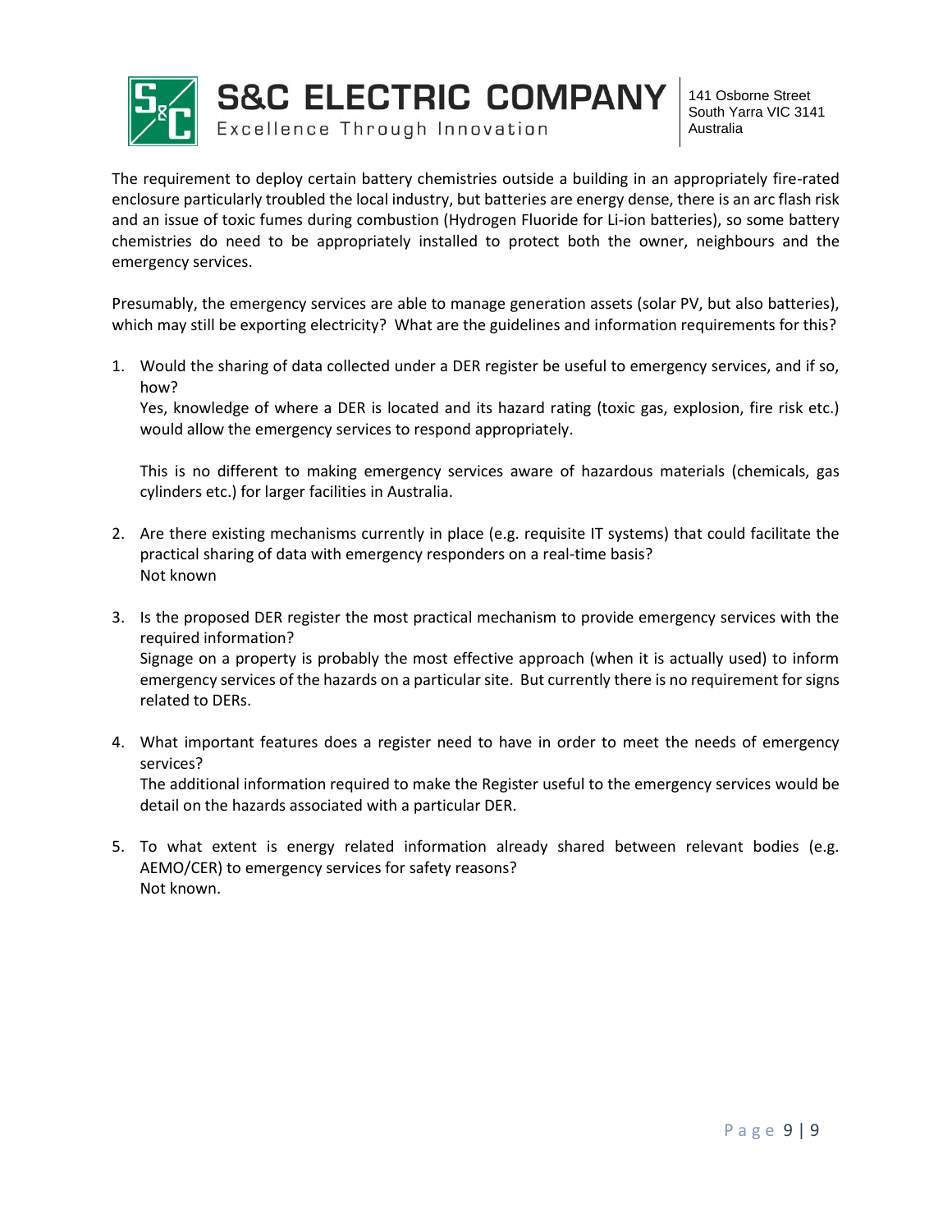The requirement to deploy certain battery chemistries outside a building in an appropriately fire-rated enclosure particularly troubled the local industry, but batteries are energy dense, there is an arc flash risk and an issue of toxic fumes during combustion (Hydrogen Fluoride for Li-ion batteries), so some battery chemistries do need to be appropriately installed to protect both the owner, neighbours and the emergency services.

Presumably, the emergency services are able to manage generation assets (solar PV, but also batteries), which may still be exporting electricity? What are the guidelines and information requirements for this?

1. Would the sharing of data collected under a DER register be useful to emergency services, and if so, how?
   Yes, knowledge of where a DER is located and its hazard rating (toxic gas, explosion, fire risk etc.) would allow the emergency services to respond appropriately.

   This is no different to making emergency services aware of hazardous materials (chemicals, gas cylinders etc.) for larger facilities in Australia.

2. Are there existing mechanisms currently in place (e.g. requisite IT systems) that could facilitate the practical sharing of data with emergency responders on a real-time basis?
   Not known

3. Is the proposed DER register the most practical mechanism to provide emergency services with the required information?
   Signage on a property is probably the most effective approach (when it is actually used) to inform emergency services of the hazards on a particular site. But currently there is no requirement for signs related to DERs.

4. What important features does a register need to have in order to meet the needs of emergency services?
   The additional information required to make the Register useful to the emergency services would be detail on the hazards associated with a particular DER.

5. To what extent is energy related information already shared between relevant bodies (e.g. AEMO/CER) to emergency services for safety reasons?
   Not known.